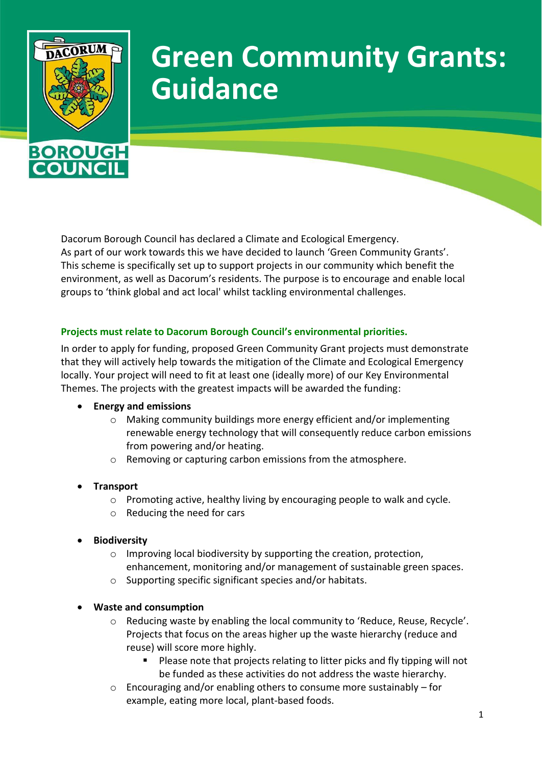# Green Community Grants: Guidance

Dacorum Borough Council has declared a Climate and Ecological Emergency. As part of our work towards this we have decided to launch 'Green Community Grants'. This scheme is specifically set up to support projects in our community which benefit the environment, as well as Dacorum's residents. The purpose is to encourage and enable local groups to 'think global and act local' whilst tackling environmental challenges.

### Projects must relate to Dacorum Borough Council's environmental priorities.

In order to apply for funding, proposed Green Community Grant projects must demonstrate that they will actively help towards the mitigation of the Climate and Ecological Emergency locally. Your project will need to fit at least one (ideally more) of our Key Environmental Themes. The projects with the greatest impacts will be awarded the funding:

- **Energy and emissions**
  - Making community buildings more energy efficient and/or implementing renewable energy technology that will consequently reduce carbon emissions from powering and/or heating.
  - Removing or capturing carbon emissions from the atmosphere.

- **Transport**
  - Promoting active, healthy living by encouraging people to walk and cycle.
  - Reducing the need for cars

- **Biodiversity**
  - Improving local biodiversity by supporting the creation, protection, enhancement, monitoring and/or management of sustainable green spaces.
  - Supporting specific significant species and/or habitats.

- **Waste and consumption**
  - Reducing waste by enabling the local community to 'Reduce, Reuse, Recycle'. Projects that focus on the areas higher up the waste hierarchy (reduce and reuse) will score more highly.
    - Please note that projects relating to litter picks and fly tipping will not be funded as these activities do not address the waste hierarchy.
  - Encouraging and/or enabling others to consume more sustainably – for example, eating more local, plant-based foods.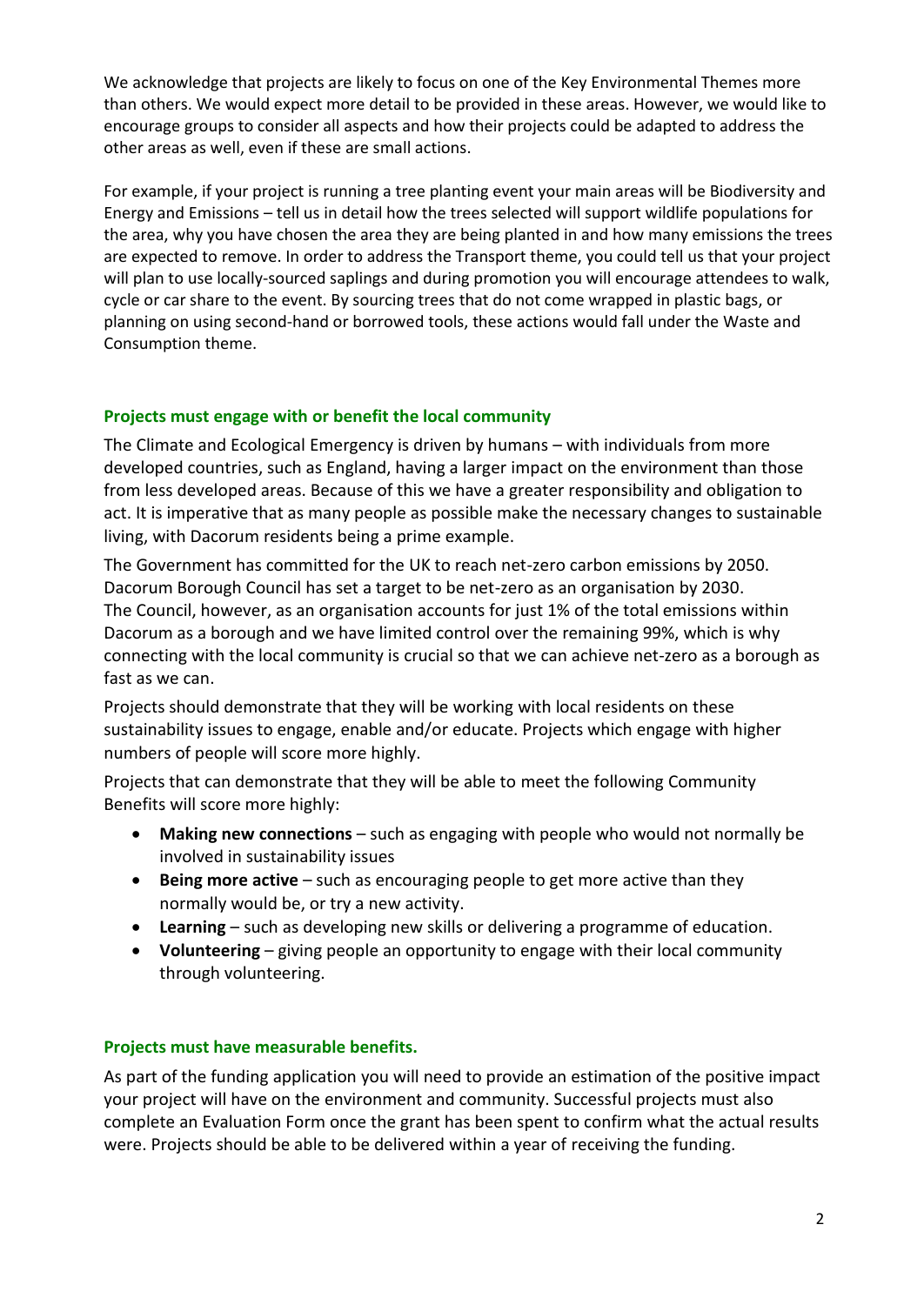We acknowledge that projects are likely to focus on one of the Key Environmental Themes more than others. We would expect more detail to be provided in these areas. However, we would like to encourage groups to consider all aspects and how their projects could be adapted to address the other areas as well, even if these are small actions.

For example, if your project is running a tree planting event your main areas will be Biodiversity and Energy and Emissions – tell us in detail how the trees selected will support wildlife populations for the area, why you have chosen the area they are being planted in and how many emissions the trees are expected to remove. In order to address the Transport theme, you could tell us that your project will plan to use locally-sourced saplings and during promotion you will encourage attendees to walk, cycle or car share to the event. By sourcing trees that do not come wrapped in plastic bags, or planning on using second-hand or borrowed tools, these actions would fall under the Waste and Consumption theme.

### Projects must engage with or benefit the local community

The Climate and Ecological Emergency is driven by humans – with individuals from more developed countries, such as England, having a larger impact on the environment than those from less developed areas. Because of this we have a greater responsibility and obligation to act. It is imperative that as many people as possible make the necessary changes to sustainable living, with Dacorum residents being a prime example.

The Government has committed for the UK to reach net-zero carbon emissions by 2050. Dacorum Borough Council has set a target to be net-zero as an organisation by 2030. The Council, however, as an organisation accounts for just 1% of the total emissions within Dacorum as a borough and we have limited control over the remaining 99%, which is why connecting with the local community is crucial so that we can achieve net-zero as a borough as fast as we can.

Projects should demonstrate that they will be working with local residents on these sustainability issues to engage, enable and/or educate. Projects which engage with higher numbers of people will score more highly.

Projects that can demonstrate that they will be able to meet the following Community Benefits will score more highly:

- **Making new connections** – such as engaging with people who would not normally be involved in sustainability issues
- **Being more active** – such as encouraging people to get more active than they normally would be, or try a new activity.
- **Learning** – such as developing new skills or delivering a programme of education.
- **Volunteering** – giving people an opportunity to engage with their local community through volunteering.

### Projects must have measurable benefits.

As part of the funding application you will need to provide an estimation of the positive impact your project will have on the environment and community. Successful projects must also complete an Evaluation Form once the grant has been spent to confirm what the actual results were. Projects should be able to be delivered within a year of receiving the funding.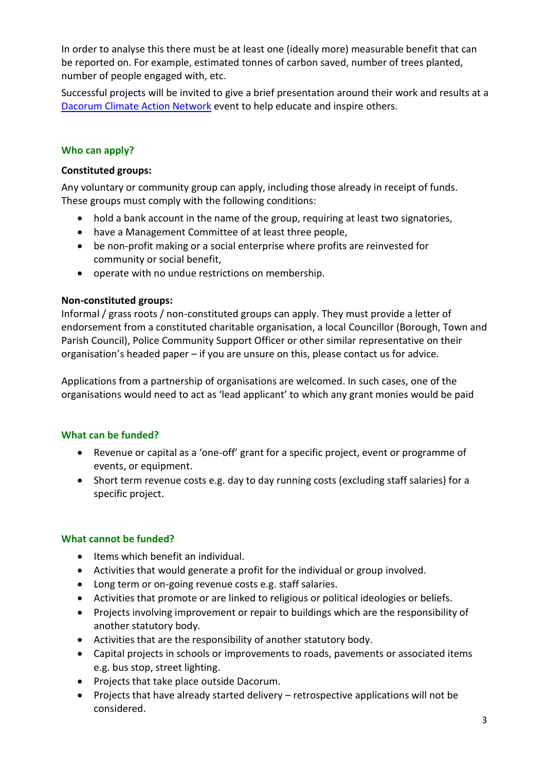In order to analyse this there must be at least one (ideally more) measurable benefit that can be reported on. For example, estimated tonnes of carbon saved, number of trees planted, number of people engaged with, etc.

Successful projects will be invited to give a brief presentation around their work and results at a [Dacorum Climate Action Network](#) event to help educate and inspire others.

## Who can apply?

**Constituted groups:**

Any voluntary or community group can apply, including those already in receipt of funds. These groups must comply with the following conditions:

- hold a bank account in the name of the group, requiring at least two signatories,
- have a Management Committee of at least three people,
- be non-profit making or a social enterprise where profits are reinvested for community or social benefit,
- operate with no undue restrictions on membership.

**Non-constituted groups:**

Informal / grass roots / non-constituted groups can apply. They must provide a letter of endorsement from a constituted charitable organisation, a local Councillor (Borough, Town and Parish Council), Police Community Support Officer or other similar representative on their organisation's headed paper – if you are unsure on this, please contact us for advice.

Applications from a partnership of organisations are welcomed. In such cases, one of the organisations would need to act as 'lead applicant' to which any grant monies would be paid

## What can be funded?

- Revenue or capital as a 'one-off' grant for a specific project, event or programme of events, or equipment.
- Short term revenue costs e.g. day to day running costs (excluding staff salaries) for a specific project.

## What cannot be funded?

- Items which benefit an individual.
- Activities that would generate a profit for the individual or group involved.
- Long term or on-going revenue costs e.g. staff salaries.
- Activities that promote or are linked to religious or political ideologies or beliefs.
- Projects involving improvement or repair to buildings which are the responsibility of another statutory body.
- Activities that are the responsibility of another statutory body.
- Capital projects in schools or improvements to roads, pavements or associated items e.g. bus stop, street lighting.
- Projects that take place outside Dacorum.
- Projects that have already started delivery – retrospective applications will not be considered.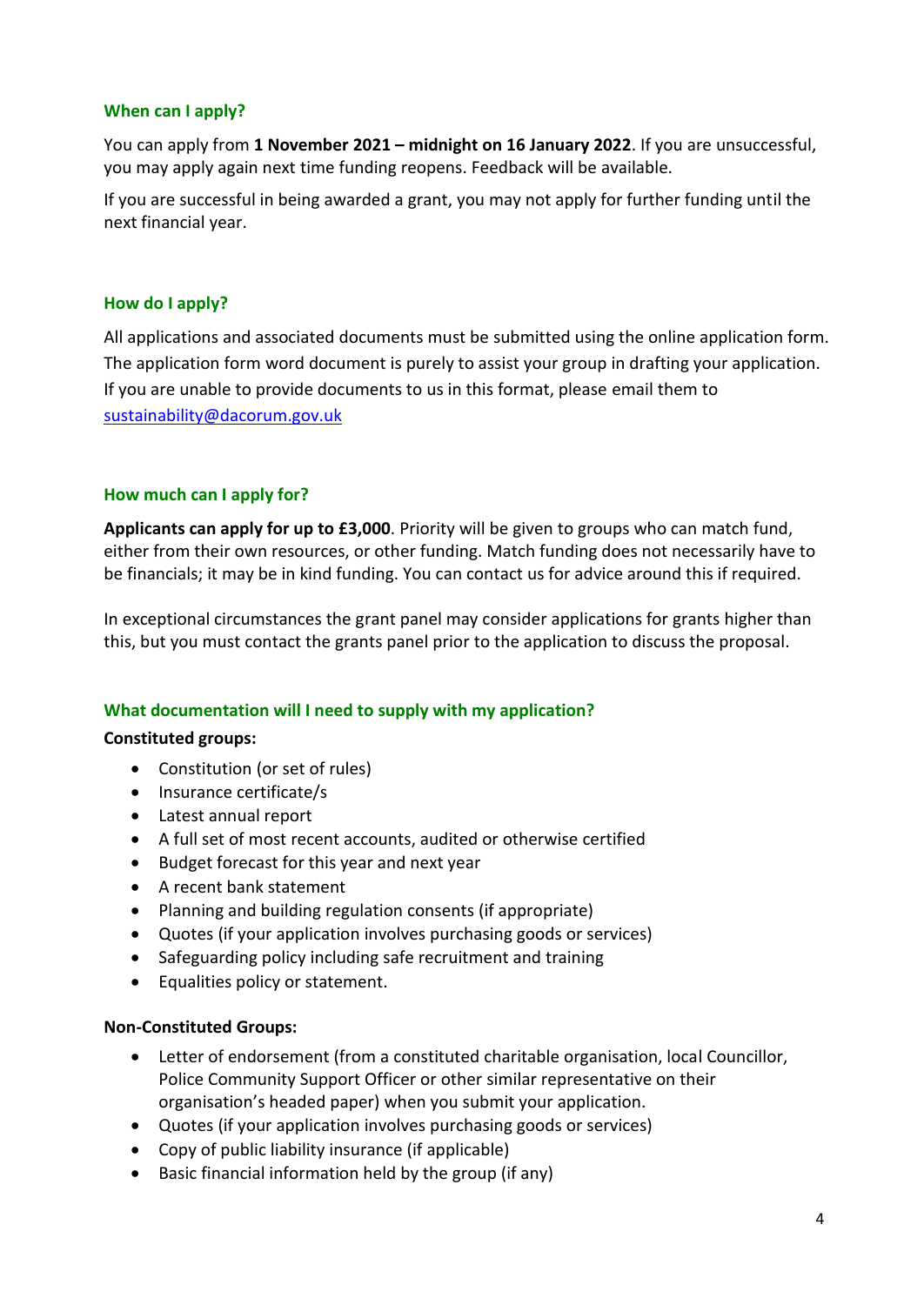## When can I apply?

You can apply from **1 November 2021 – midnight on 16 January 2022**. If you are unsuccessful, you may apply again next time funding reopens. Feedback will be available.

If you are successful in being awarded a grant, you may not apply for further funding until the next financial year.

## How do I apply?

All applications and associated documents must be submitted using the online application form. The application form word document is purely to assist your group in drafting your application. If you are unable to provide documents to us in this format, please email them to sustainability@dacorum.gov.uk

## How much can I apply for?

**Applicants can apply for up to £3,000**. Priority will be given to groups who can match fund, either from their own resources, or other funding. Match funding does not necessarily have to be financials; it may be in kind funding. You can contact us for advice around this if required.

In exceptional circumstances the grant panel may consider applications for grants higher than this, but you must contact the grants panel prior to the application to discuss the proposal.

## What documentation will I need to supply with my application?

**Constituted groups:**

- Constitution (or set of rules)
- Insurance certificate/s
- Latest annual report
- A full set of most recent accounts, audited or otherwise certified
- Budget forecast for this year and next year
- A recent bank statement
- Planning and building regulation consents (if appropriate)
- Quotes (if your application involves purchasing goods or services)
- Safeguarding policy including safe recruitment and training
- Equalities policy or statement.

**Non-Constituted Groups:**

- Letter of endorsement (from a constituted charitable organisation, local Councillor, Police Community Support Officer or other similar representative on their organisation's headed paper) when you submit your application.
- Quotes (if your application involves purchasing goods or services)
- Copy of public liability insurance (if applicable)
- Basic financial information held by the group (if any)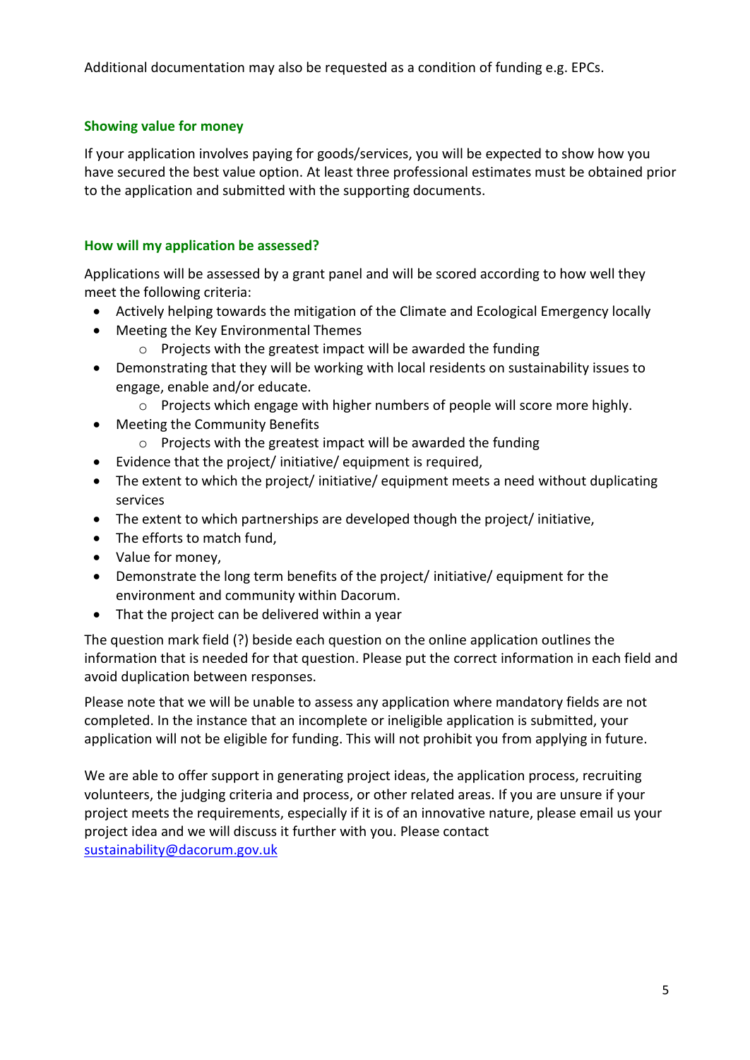Additional documentation may also be requested as a condition of funding e.g. EPCs.

### Showing value for money

If your application involves paying for goods/services, you will be expected to show how you have secured the best value option. At least three professional estimates must be obtained prior to the application and submitted with the supporting documents.

### How will my application be assessed?

Applications will be assessed by a grant panel and will be scored according to how well they meet the following criteria:

- Actively helping towards the mitigation of the Climate and Ecological Emergency locally
- Meeting the Key Environmental Themes
    - Projects with the greatest impact will be awarded the funding
- Demonstrating that they will be working with local residents on sustainability issues to engage, enable and/or educate.
    - Projects which engage with higher numbers of people will score more highly.
- Meeting the Community Benefits
    - Projects with the greatest impact will be awarded the funding
- Evidence that the project/ initiative/ equipment is required,
- The extent to which the project/ initiative/ equipment meets a need without duplicating services
- The extent to which partnerships are developed though the project/ initiative,
- The efforts to match fund,
- Value for money,
- Demonstrate the long term benefits of the project/ initiative/ equipment for the environment and community within Dacorum.
- That the project can be delivered within a year

The question mark field (?) beside each question on the online application outlines the information that is needed for that question. Please put the correct information in each field and avoid duplication between responses.

Please note that we will be unable to assess any application where mandatory fields are not completed. In the instance that an incomplete or ineligible application is submitted, your application will not be eligible for funding. This will not prohibit you from applying in future.

We are able to offer support in generating project ideas, the application process, recruiting volunteers, the judging criteria and process, or other related areas. If you are unsure if your project meets the requirements, especially if it is of an innovative nature, please email us your project idea and we will discuss it further with you. Please contact sustainability@dacorum.gov.uk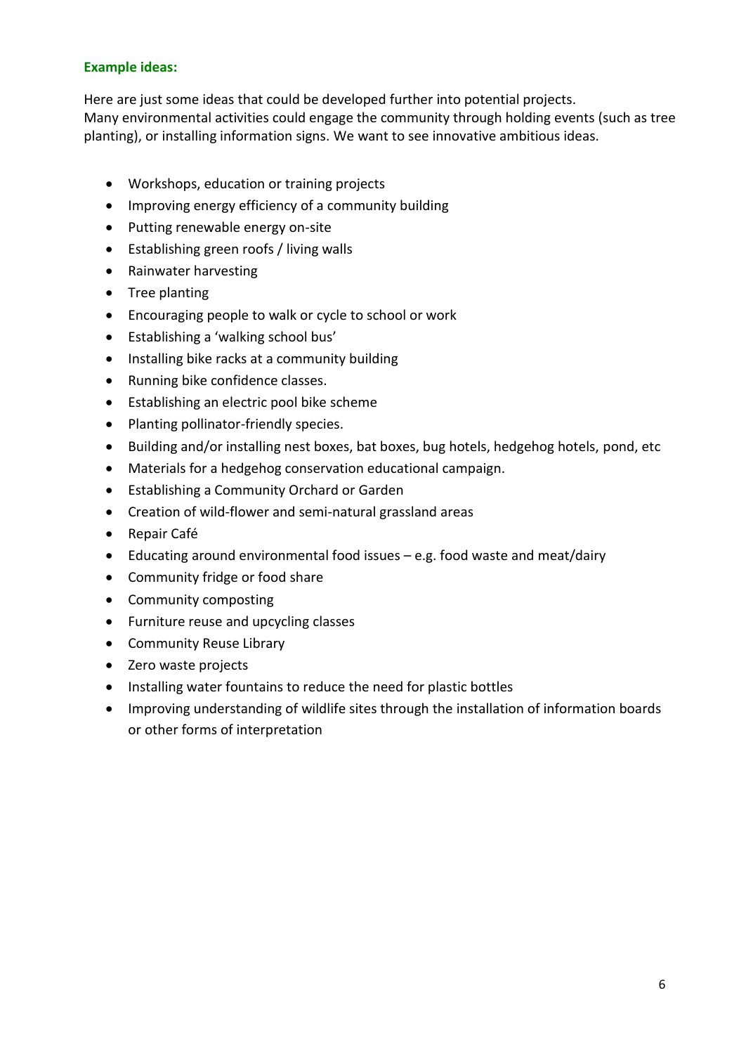**Example ideas:**

Here are just some ideas that could be developed further into potential projects.
Many environmental activities could engage the community through holding events (such as tree planting), or installing information signs. We want to see innovative ambitious ideas.

- Workshops, education or training projects
- Improving energy efficiency of a community building
- Putting renewable energy on-site
- Establishing green roofs / living walls
- Rainwater harvesting
- Tree planting
- Encouraging people to walk or cycle to school or work
- Establishing a 'walking school bus'
- Installing bike racks at a community building
- Running bike confidence classes.
- Establishing an electric pool bike scheme
- Planting pollinator-friendly species.
- Building and/or installing nest boxes, bat boxes, bug hotels, hedgehog hotels, pond, etc
- Materials for a hedgehog conservation educational campaign.
- Establishing a Community Orchard or Garden
- Creation of wild-flower and semi-natural grassland areas
- Repair Café
- Educating around environmental food issues – e.g. food waste and meat/dairy
- Community fridge or food share
- Community composting
- Furniture reuse and upcycling classes
- Community Reuse Library
- Zero waste projects
- Installing water fountains to reduce the need for plastic bottles
- Improving understanding of wildlife sites through the installation of information boards or other forms of interpretation